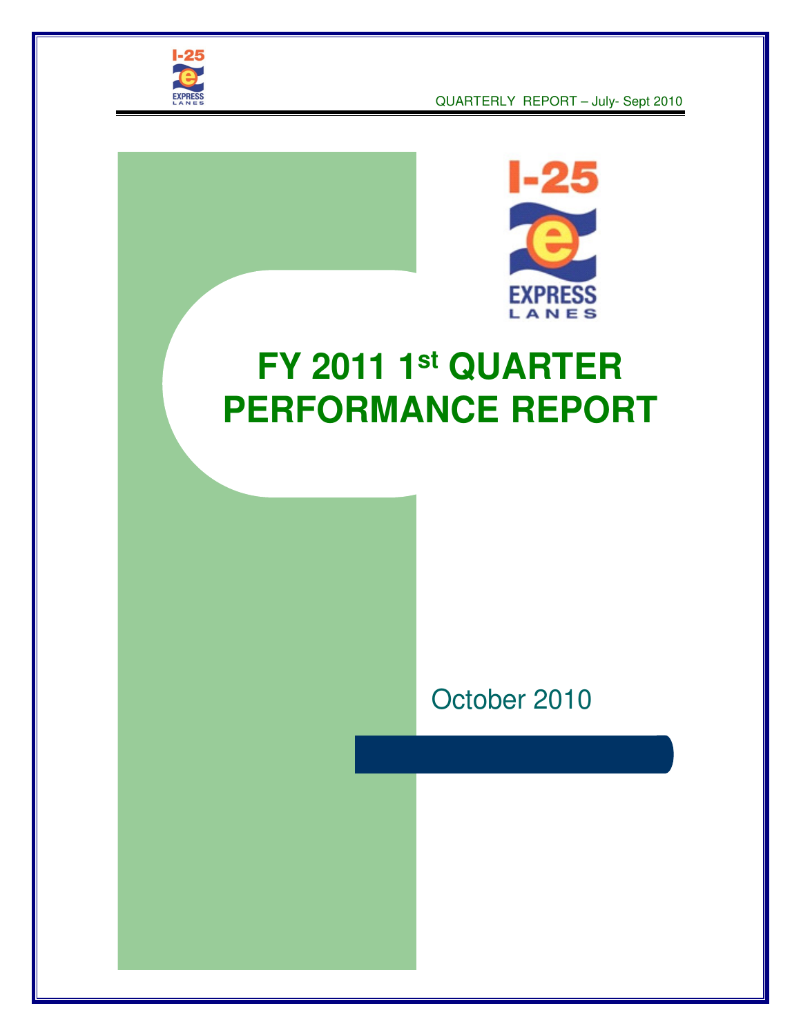# FY 2011 1st QUARTER PERFORMANCE REPORT

October 2010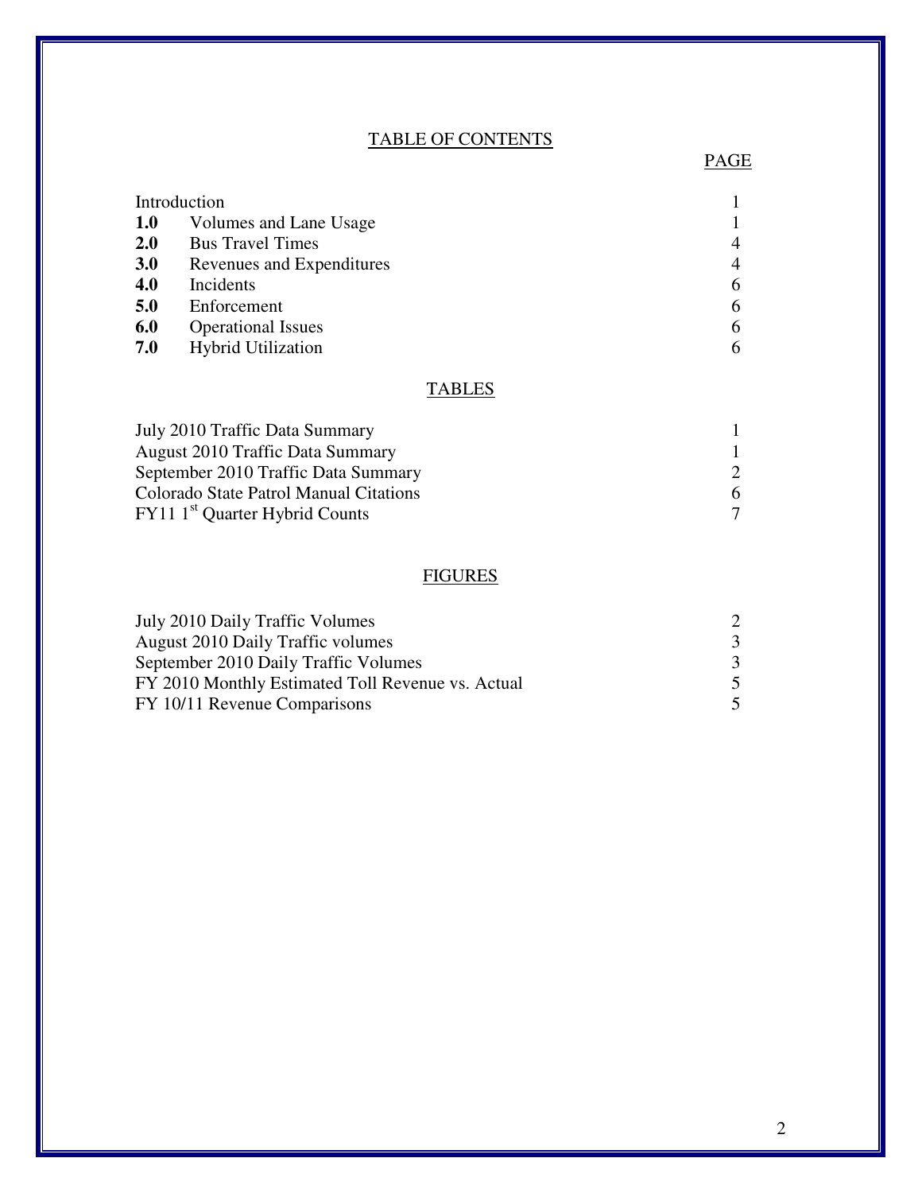## TABLE OF CONTENTS

| | | PAGE |
|---|---|---|
| Introduction | | 1 |
| **1.0** | Volumes and Lane Usage | 1 |
| **2.0** | Bus Travel Times | 4 |
| **3.0** | Revenues and Expenditures | 4 |
| **4.0** | Incidents | 6 |
| **5.0** | Enforcement | 6 |
| **6.0** | Operational Issues | 6 |
| **7.0** | Hybrid Utilization | 6 |

## TABLES

| | |
|---|---|
| July 2010 Traffic Data Summary | 1 |
| August 2010 Traffic Data Summary | 1 |
| September 2010 Traffic Data Summary | 2 |
| Colorado State Patrol Manual Citations | 6 |
| FY11 1st Quarter Hybrid Counts | 7 |

## FIGURES

| | |
|---|---|
| July 2010 Daily Traffic Volumes | 2 |
| August 2010 Daily Traffic volumes | 3 |
| September 2010 Daily Traffic Volumes | 3 |
| FY 2010 Monthly Estimated Toll Revenue vs. Actual | 5 |
| FY 10/11 Revenue Comparisons | 5 |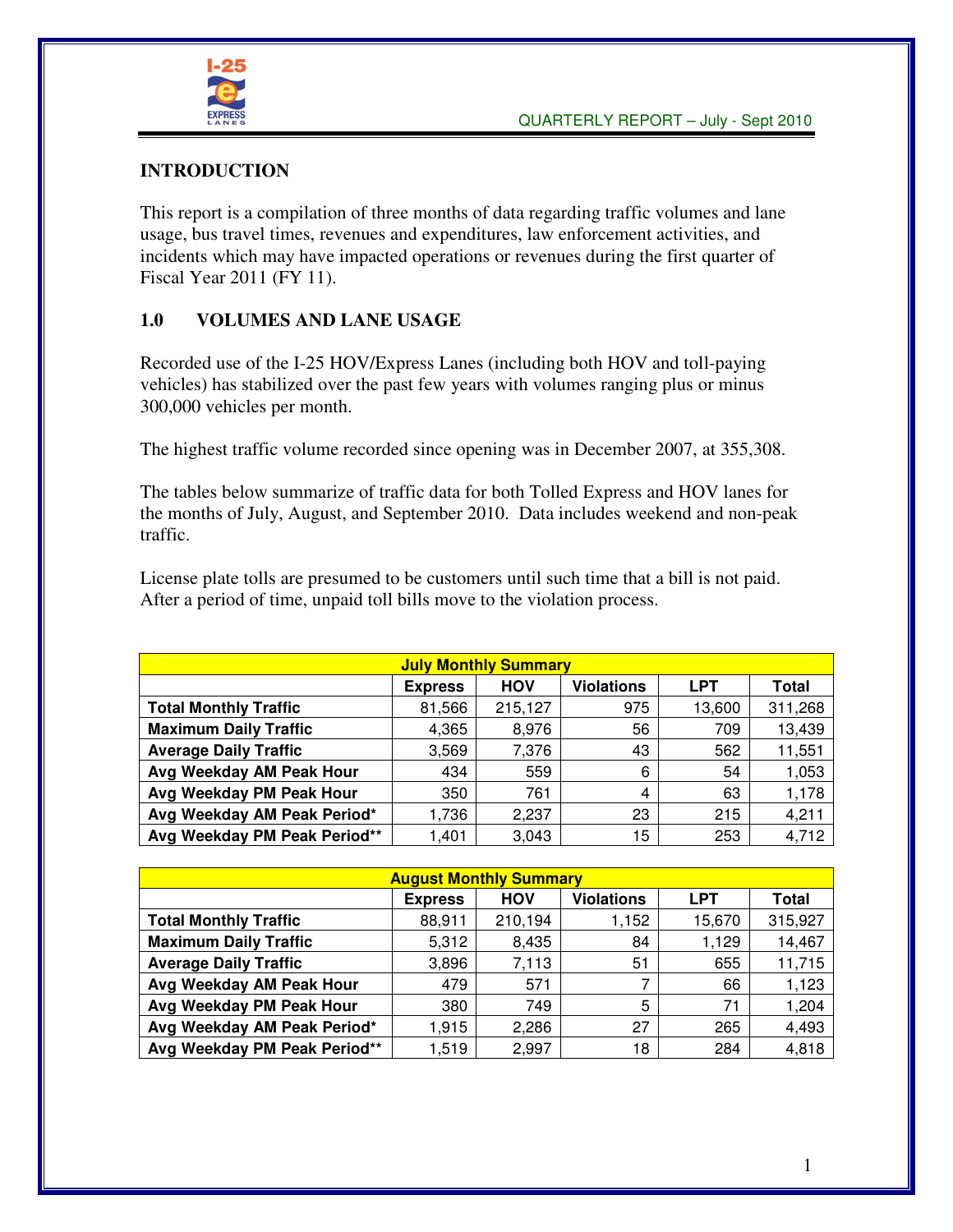## INTRODUCTION

This report is a compilation of three months of data regarding traffic volumes and lane usage, bus travel times, revenues and expenditures, law enforcement activities, and incidents which may have impacted operations or revenues during the first quarter of Fiscal Year 2011 (FY 11).

## 1.0 VOLUMES AND LANE USAGE

Recorded use of the I-25 HOV/Express Lanes (including both HOV and toll-paying vehicles) has stabilized over the past few years with volumes ranging plus or minus 300,000 vehicles per month.

The highest traffic volume recorded since opening was in December 2007, at 355,308.

The tables below summarize of traffic data for both Tolled Express and HOV lanes for the months of July, August, and September 2010. Data includes weekend and non-peak traffic.

License plate tolls are presumed to be customers until such time that a bill is not paid. After a period of time, unpaid toll bills move to the violation process.

| July Monthly Summary | | | | | |
|---|---|---|---|---|---|
| | Express | HOV | Violations | LPT | Total |
| **Total Monthly Traffic** | 81,566 | 215,127 | 975 | 13,600 | 311,268 |
| **Maximum Daily Traffic** | 4,365 | 8,976 | 56 | 709 | 13,439 |
| **Average Daily Traffic** | 3,569 | 7,376 | 43 | 562 | 11,551 |
| **Avg Weekday AM Peak Hour** | 434 | 559 | 6 | 54 | 1,053 |
| **Avg Weekday PM Peak Hour** | 350 | 761 | 4 | 63 | 1,178 |
| **Avg Weekday AM Peak Period*** | 1,736 | 2,237 | 23 | 215 | 4,211 |
| **Avg Weekday PM Peak Period**** | 1,401 | 3,043 | 15 | 253 | 4,712 |

| August Monthly Summary | | | | | |
|---|---|---|---|---|---|
| | Express | HOV | Violations | LPT | Total |
| **Total Monthly Traffic** | 88,911 | 210,194 | 1,152 | 15,670 | 315,927 |
| **Maximum Daily Traffic** | 5,312 | 8,435 | 84 | 1,129 | 14,467 |
| **Average Daily Traffic** | 3,896 | 7,113 | 51 | 655 | 11,715 |
| **Avg Weekday AM Peak Hour** | 479 | 571 | 7 | 66 | 1,123 |
| **Avg Weekday PM Peak Hour** | 380 | 749 | 5 | 71 | 1,204 |
| **Avg Weekday AM Peak Period*** | 1,915 | 2,286 | 27 | 265 | 4,493 |
| **Avg Weekday PM Peak Period**** | 1,519 | 2,997 | 18 | 284 | 4,818 |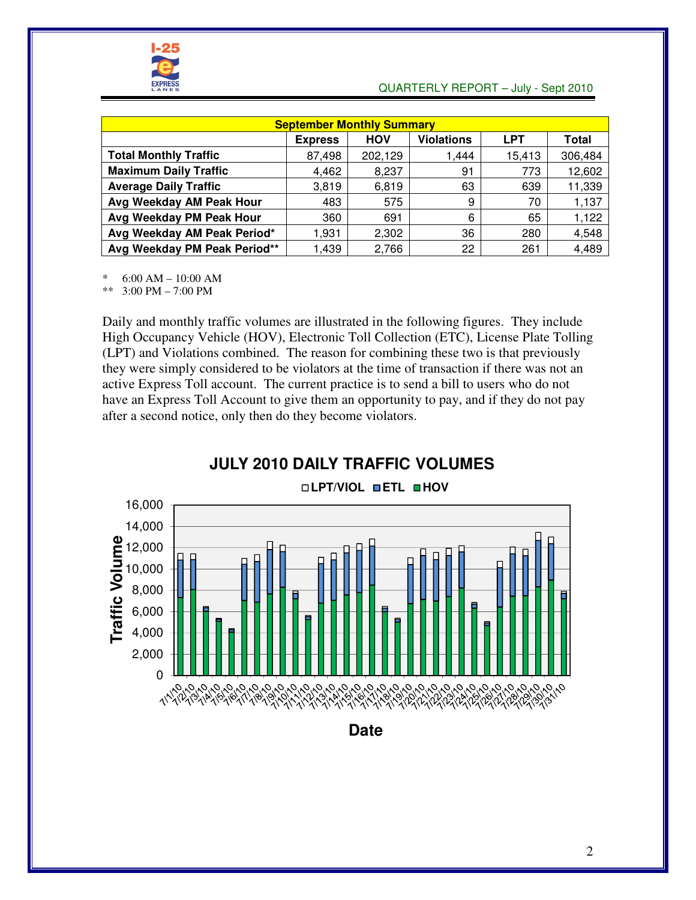| September Monthly Summary | | | | | |
|---|---|---|---|---|---|
| | **Express** | **HOV** | **Violations** | **LPT** | **Total** |
| **Total Monthly Traffic** | 87,498 | 202,129 | 1,444 | 15,413 | 306,484 |
| **Maximum Daily Traffic** | 4,462 | 8,237 | 91 | 773 | 12,602 |
| **Average Daily Traffic** | 3,819 | 6,819 | 63 | 639 | 11,339 |
| **Avg Weekday AM Peak Hour** | 483 | 575 | 9 | 70 | 1,137 |
| **Avg Weekday PM Peak Hour** | 360 | 691 | 6 | 65 | 1,122 |
| **Avg Weekday AM Peak Period*** | 1,931 | 2,302 | 36 | 280 | 4,548 |
| **Avg Weekday PM Peak Period**** | 1,439 | 2,766 | 22 | 261 | 4,489 |

\* 6:00 AM – 10:00 AM

\** 3:00 PM – 7:00 PM

Daily and monthly traffic volumes are illustrated in the following figures. They include High Occupancy Vehicle (HOV), Electronic Toll Collection (ETC), License Plate Tolling (LPT) and Violations combined. The reason for combining these two is that previously they were simply considered to be violators at the time of transaction if there was not an active Express Toll account. The current practice is to send a bill to users who do not have an Express Toll Account to give them an opportunity to pay, and if they do not pay after a second notice, only then do they become violators.

**JULY 2010 DAILY TRAFFIC VOLUMES**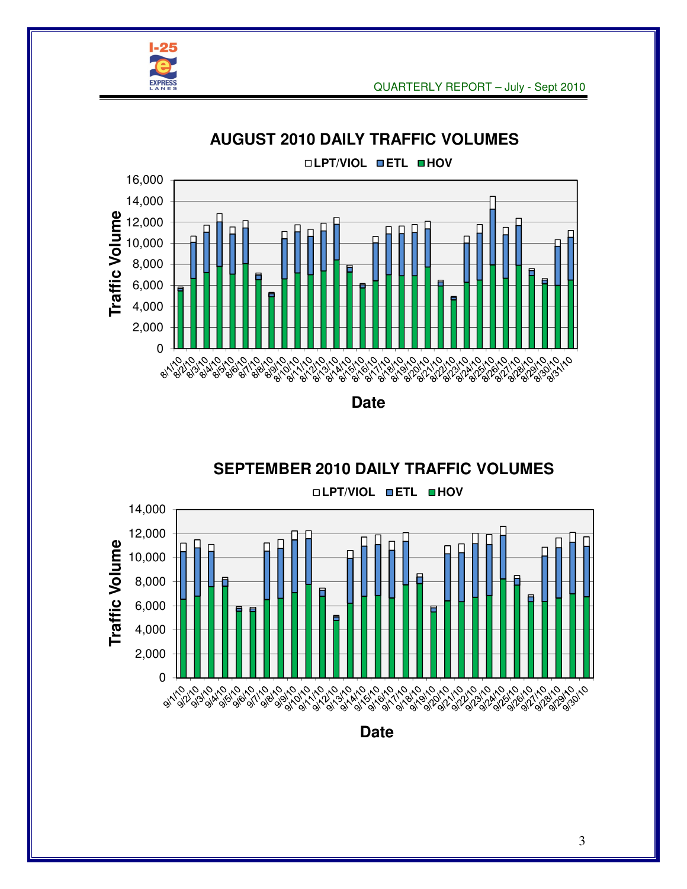## AUGUST 2010 DAILY TRAFFIC VOLUMES

□ LPT/VIOL ■ ETL ■ HOV

Traffic Volume

16,000
14,000
12,000
10,000
8,000
6,000
4,000
2,000
0

8/1/10 8/2/10 8/3/10 8/4/10 8/5/10 8/6/10 8/7/10 8/8/10 8/9/10 8/10/10 8/11/10 8/12/10 8/13/10 8/14/10 8/15/10 8/16/10 8/17/10 8/18/10 8/19/10 8/20/10 8/21/10 8/22/10 8/23/10 8/24/10 8/25/10 8/26/10 8/27/10 8/28/10 8/29/10 8/30/10 8/31/10

Date

## SEPTEMBER 2010 DAILY TRAFFIC VOLUMES

□ LPT/VIOL ■ ETL ■ HOV

Traffic Volume

14,000
12,000
10,000
8,000
6,000
4,000
2,000
0

9/1/10 9/2/10 9/3/10 9/4/10 9/5/10 9/6/10 9/7/10 9/8/10 9/9/10 9/10/10 9/11/10 9/12/10 9/13/10 9/14/10 9/15/10 9/16/10 9/17/10 9/18/10 9/19/10 9/20/10 9/21/10 9/22/10 9/23/10 9/24/10 9/25/10 9/26/10 9/27/10 9/28/10 9/29/10 9/30/10

Date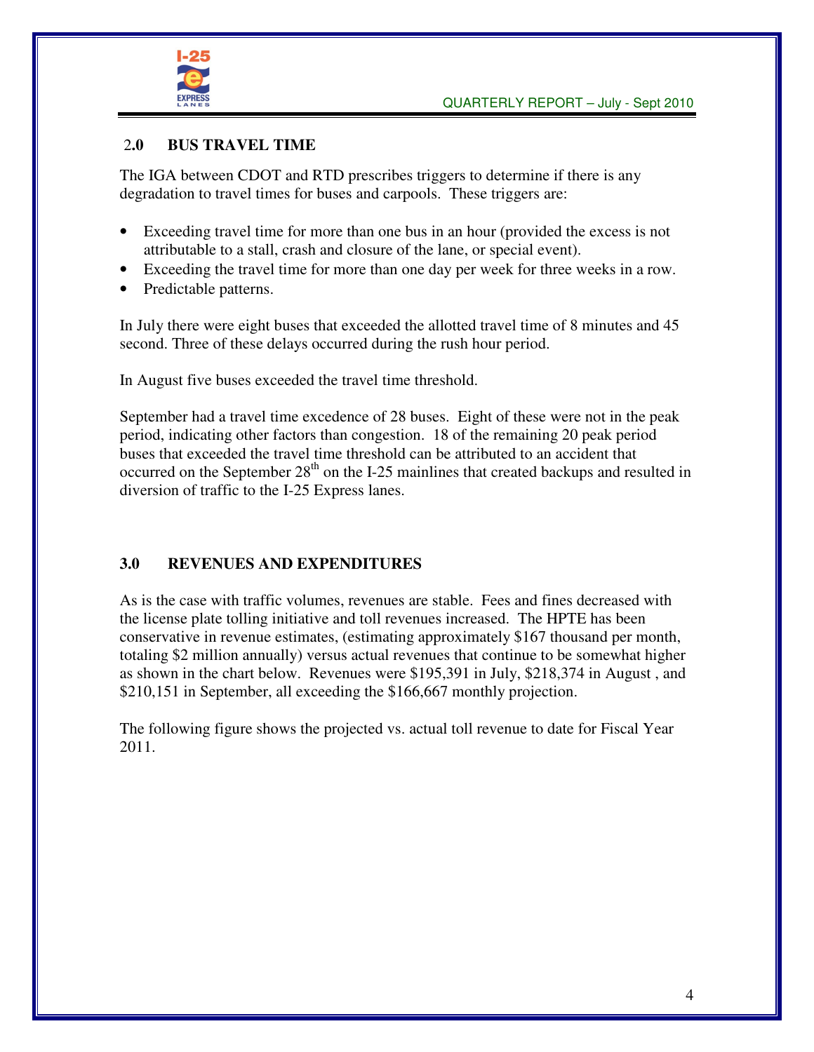## 2.0 BUS TRAVEL TIME

The IGA between CDOT and RTD prescribes triggers to determine if there is any degradation to travel times for buses and carpools. These triggers are:

- Exceeding travel time for more than one bus in an hour (provided the excess is not attributable to a stall, crash and closure of the lane, or special event).
- Exceeding the travel time for more than one day per week for three weeks in a row.
- Predictable patterns.

In July there were eight buses that exceeded the allotted travel time of 8 minutes and 45 second. Three of these delays occurred during the rush hour period.

In August five buses exceeded the travel time threshold.

September had a travel time excedence of 28 buses. Eight of these were not in the peak period, indicating other factors than congestion. 18 of the remaining 20 peak period buses that exceeded the travel time threshold can be attributed to an accident that occurred on the September 28th on the I-25 mainlines that created backups and resulted in diversion of traffic to the I-25 Express lanes.

## 3.0 REVENUES AND EXPENDITURES

As is the case with traffic volumes, revenues are stable. Fees and fines decreased with the license plate tolling initiative and toll revenues increased. The HPTE has been conservative in revenue estimates, (estimating approximately $167 thousand per month, totaling $2 million annually) versus actual revenues that continue to be somewhat higher as shown in the chart below. Revenues were $195,391 in July, $218,374 in August , and $210,151 in September, all exceeding the $166,667 monthly projection.

The following figure shows the projected vs. actual toll revenue to date for Fiscal Year 2011.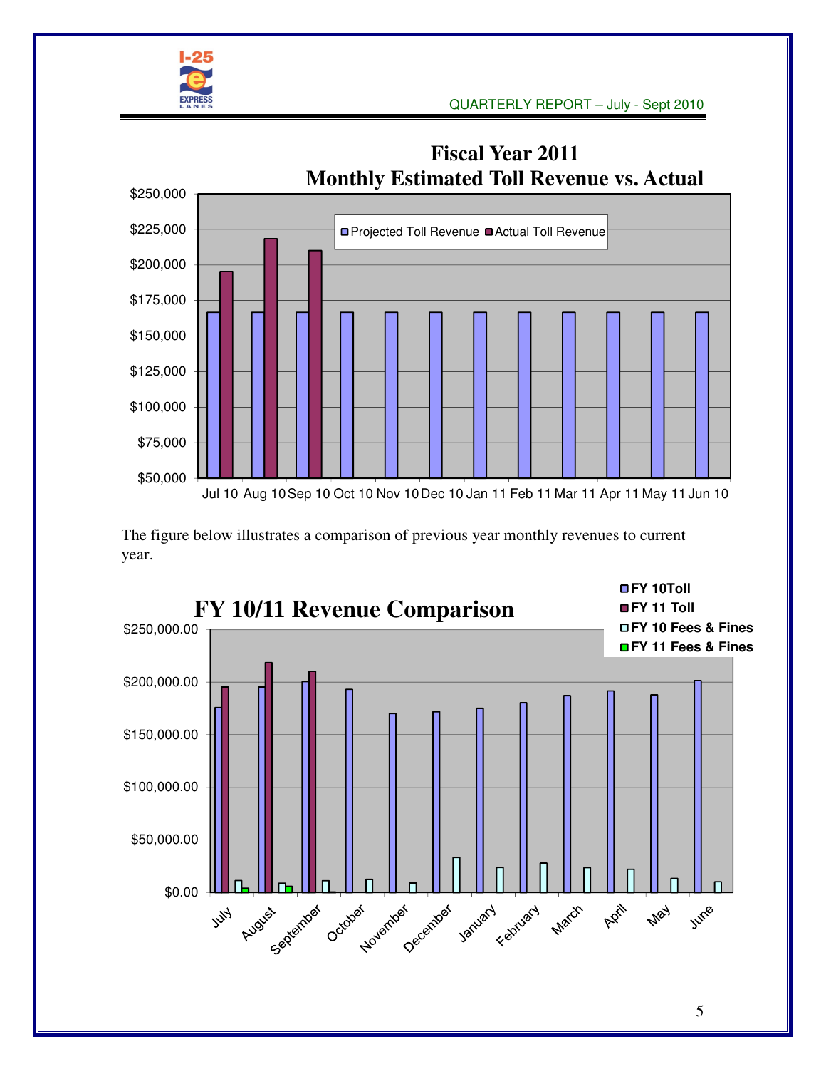**Fiscal Year 2011**
**Monthly Estimated Toll Revenue vs. Actual**

The figure below illustrates a comparison of previous year monthly revenues to current year.

**FY 10/11 Revenue Comparison**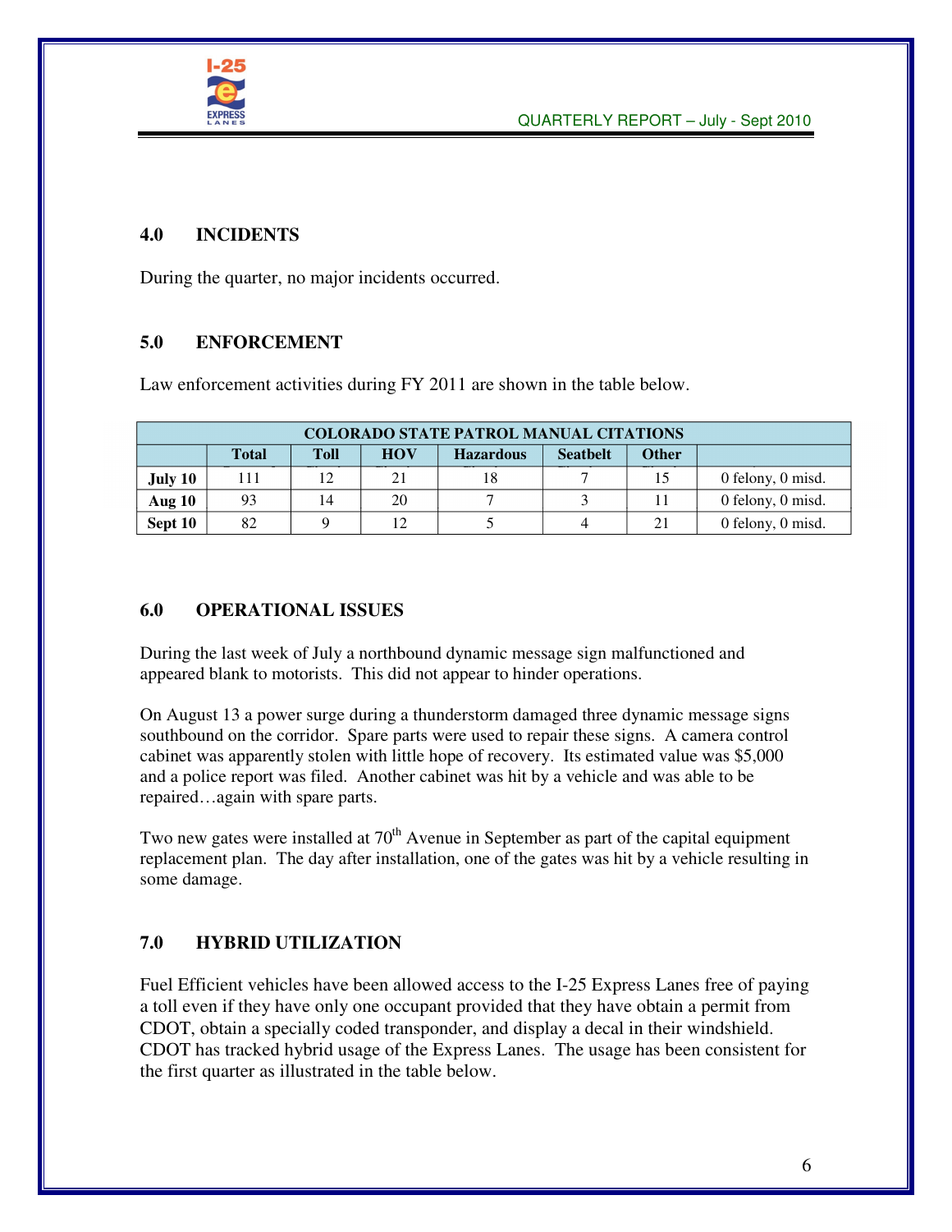## 4.0 INCIDENTS

During the quarter, no major incidents occurred.

## 5.0 ENFORCEMENT

Law enforcement activities during FY 2011 are shown in the table below.

| COLORADO STATE PATROL MANUAL CITATIONS | | | | | | | |
|---|---|---|---|---|---|---|---|
| | **Total** | **Toll** | **HOV** | **Hazardous** | **Seatbelt** | **Other** | |
| **July 10** | 111 | 12 | 21 | 18 | 7 | 15 | 0 felony, 0 misd. |
| **Aug 10** | 93 | 14 | 20 | 7 | 3 | 11 | 0 felony, 0 misd. |
| **Sept 10** | 82 | 9 | 12 | 5 | 4 | 21 | 0 felony, 0 misd. |

## 6.0 OPERATIONAL ISSUES

During the last week of July a northbound dynamic message sign malfunctioned and appeared blank to motorists. This did not appear to hinder operations.

On August 13 a power surge during a thunderstorm damaged three dynamic message signs southbound on the corridor. Spare parts were used to repair these signs. A camera control cabinet was apparently stolen with little hope of recovery. Its estimated value was $5,000 and a police report was filed. Another cabinet was hit by a vehicle and was able to be repaired…again with spare parts.

Two new gates were installed at 70th Avenue in September as part of the capital equipment replacement plan. The day after installation, one of the gates was hit by a vehicle resulting in some damage.

## 7.0 HYBRID UTILIZATION

Fuel Efficient vehicles have been allowed access to the I-25 Express Lanes free of paying a toll even if they have only one occupant provided that they have obtain a permit from CDOT, obtain a specially coded transponder, and display a decal in their windshield. CDOT has tracked hybrid usage of the Express Lanes. The usage has been consistent for the first quarter as illustrated in the table below.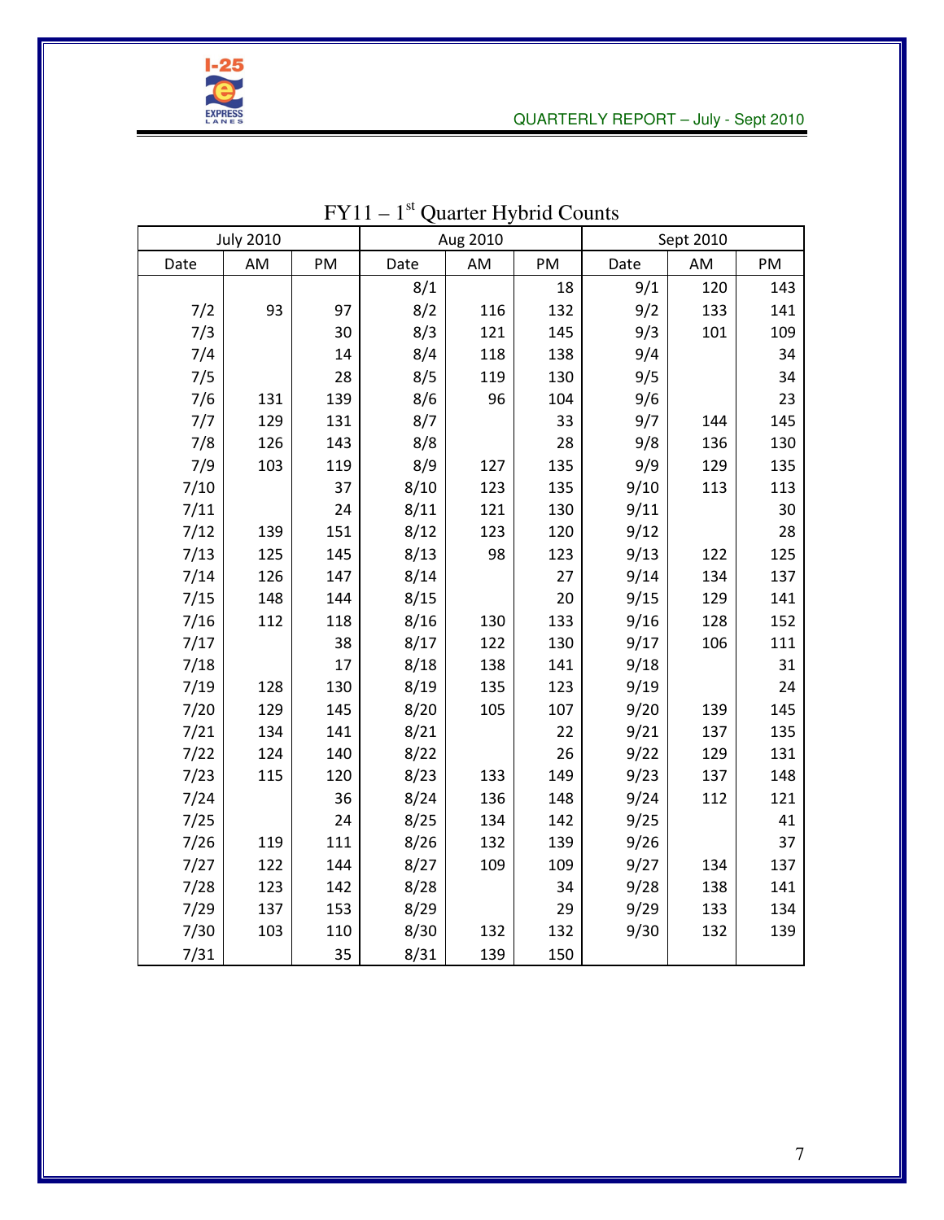# FY11 – 1st Quarter Hybrid Counts

| July 2010 | | | Aug 2010 | | | Sept 2010 | | |
|---|---|---|---|---|---|---|---|---|
| Date | AM | PM | Date | AM | PM | Date | AM | PM |
| | | | 8/1 | | 18 | 9/1 | 120 | 143 |
| 7/2 | 93 | 97 | 8/2 | 116 | 132 | 9/2 | 133 | 141 |
| 7/3 | | 30 | 8/3 | 121 | 145 | 9/3 | 101 | 109 |
| 7/4 | | 14 | 8/4 | 118 | 138 | 9/4 | | 34 |
| 7/5 | | 28 | 8/5 | 119 | 130 | 9/5 | | 34 |
| 7/6 | 131 | 139 | 8/6 | 96 | 104 | 9/6 | | 23 |
| 7/7 | 129 | 131 | 8/7 | | 33 | 9/7 | 144 | 145 |
| 7/8 | 126 | 143 | 8/8 | | 28 | 9/8 | 136 | 130 |
| 7/9 | 103 | 119 | 8/9 | 127 | 135 | 9/9 | 129 | 135 |
| 7/10 | | 37 | 8/10 | 123 | 135 | 9/10 | 113 | 113 |
| 7/11 | | 24 | 8/11 | 121 | 130 | 9/11 | | 30 |
| 7/12 | 139 | 151 | 8/12 | 123 | 120 | 9/12 | | 28 |
| 7/13 | 125 | 145 | 8/13 | 98 | 123 | 9/13 | 122 | 125 |
| 7/14 | 126 | 147 | 8/14 | | 27 | 9/14 | 134 | 137 |
| 7/15 | 148 | 144 | 8/15 | | 20 | 9/15 | 129 | 141 |
| 7/16 | 112 | 118 | 8/16 | 130 | 133 | 9/16 | 128 | 152 |
| 7/17 | | 38 | 8/17 | 122 | 130 | 9/17 | 106 | 111 |
| 7/18 | | 17 | 8/18 | 138 | 141 | 9/18 | | 31 |
| 7/19 | 128 | 130 | 8/19 | 135 | 123 | 9/19 | | 24 |
| 7/20 | 129 | 145 | 8/20 | 105 | 107 | 9/20 | 139 | 145 |
| 7/21 | 134 | 141 | 8/21 | | 22 | 9/21 | 137 | 135 |
| 7/22 | 124 | 140 | 8/22 | | 26 | 9/22 | 129 | 131 |
| 7/23 | 115 | 120 | 8/23 | 133 | 149 | 9/23 | 137 | 148 |
| 7/24 | | 36 | 8/24 | 136 | 148 | 9/24 | 112 | 121 |
| 7/25 | | 24 | 8/25 | 134 | 142 | 9/25 | | 41 |
| 7/26 | 119 | 111 | 8/26 | 132 | 139 | 9/26 | | 37 |
| 7/27 | 122 | 144 | 8/27 | 109 | 109 | 9/27 | 134 | 137 |
| 7/28 | 123 | 142 | 8/28 | | 34 | 9/28 | 138 | 141 |
| 7/29 | 137 | 153 | 8/29 | | 29 | 9/29 | 133 | 134 |
| 7/30 | 103 | 110 | 8/30 | 132 | 132 | 9/30 | 132 | 139 |
| 7/31 | | 35 | 8/31 | 139 | 150 | | | |